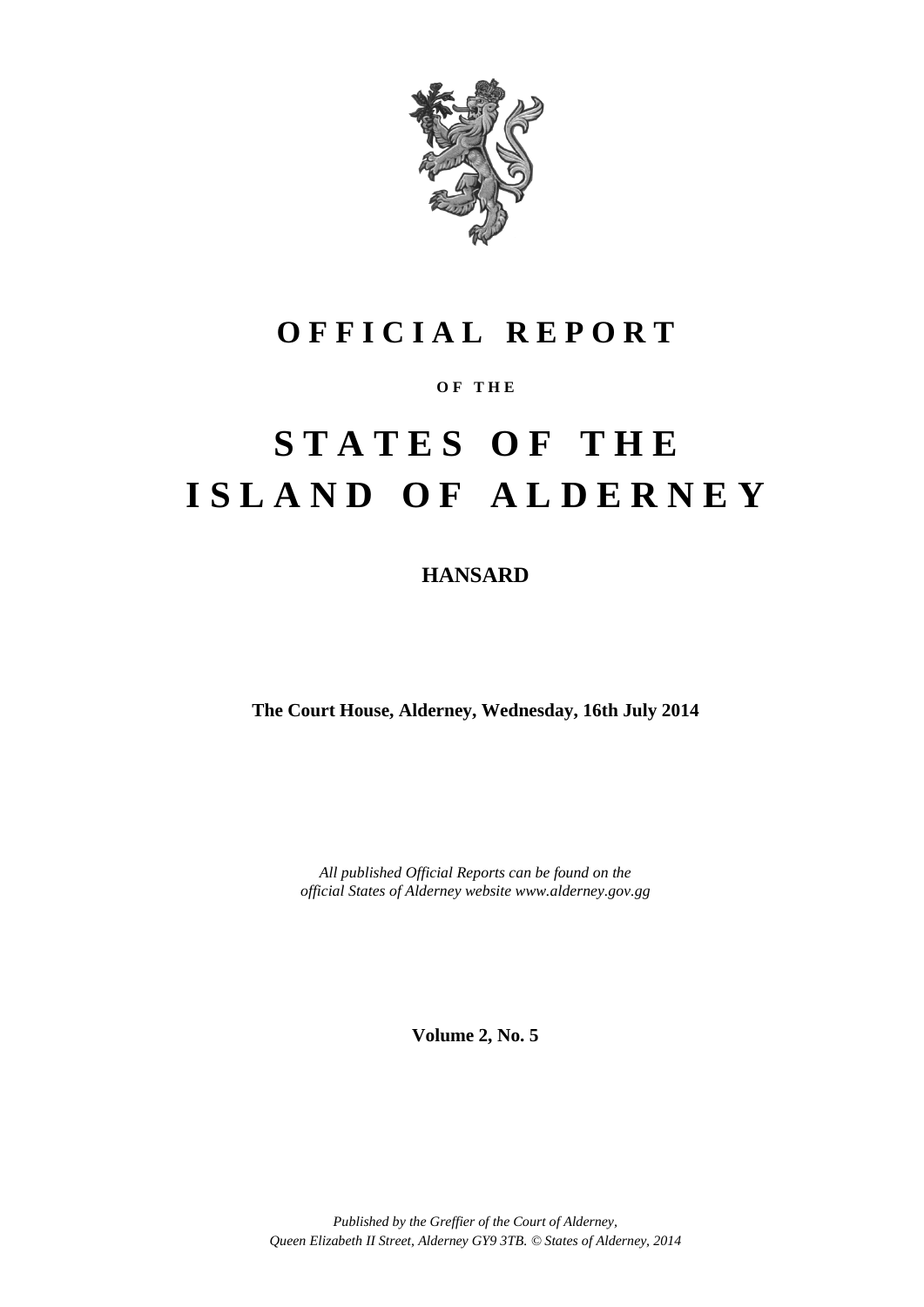# OFFICIAL REPORT

OF THE

# STATES OF THE ISLAND OF ALDERNEY

## HANSARD

**The Court House, Alderney, Wednesday, 16th July 2014**

*All published Official Reports can be found on the official States of Alderney website www.alderney.gov.gg*

**Volume 2, No. 5**

*Published by the Greffier of the Court of Alderney, Queen Elizabeth II Street, Alderney GY9 3TB. © States of Alderney, 2014*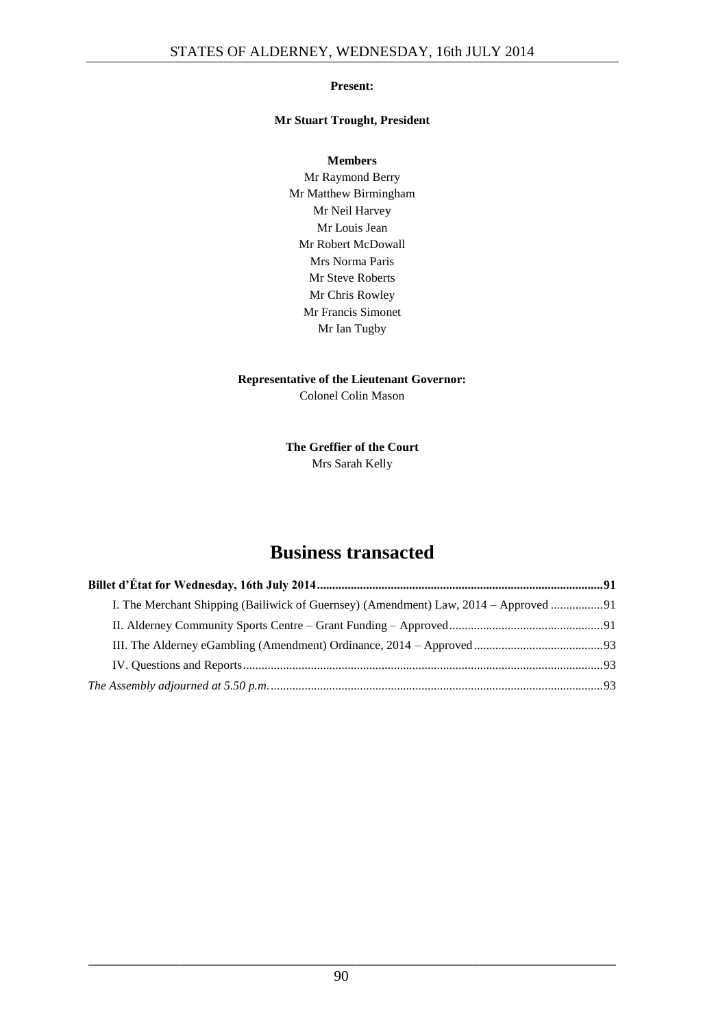**Present:**

**Mr Stuart Trought, President**

**Members**

Mr Raymond Berry
Mr Matthew Birmingham
Mr Neil Harvey
Mr Louis Jean
Mr Robert McDowall
Mrs Norma Paris
Mr Steve Roberts
Mr Chris Rowley
Mr Francis Simonet
Mr Ian Tugby

**Representative of the Lieutenant Governor:**

Colonel Colin Mason

**The Greffier of the Court**

Mrs Sarah Kelly

# Business transacted

**Billet d'État for Wednesday, 16th July 2014 .......... 91**

I. The Merchant Shipping (Bailiwick of Guernsey) (Amendment) Law, 2014 – Approved .......... 91

II. Alderney Community Sports Centre – Grant Funding – Approved .......... 91

III. The Alderney eGambling (Amendment) Ordinance, 2014 – Approved .......... 93

IV. Questions and Reports .......... 93

*The Assembly adjourned at 5.50 p.m.* .......... 93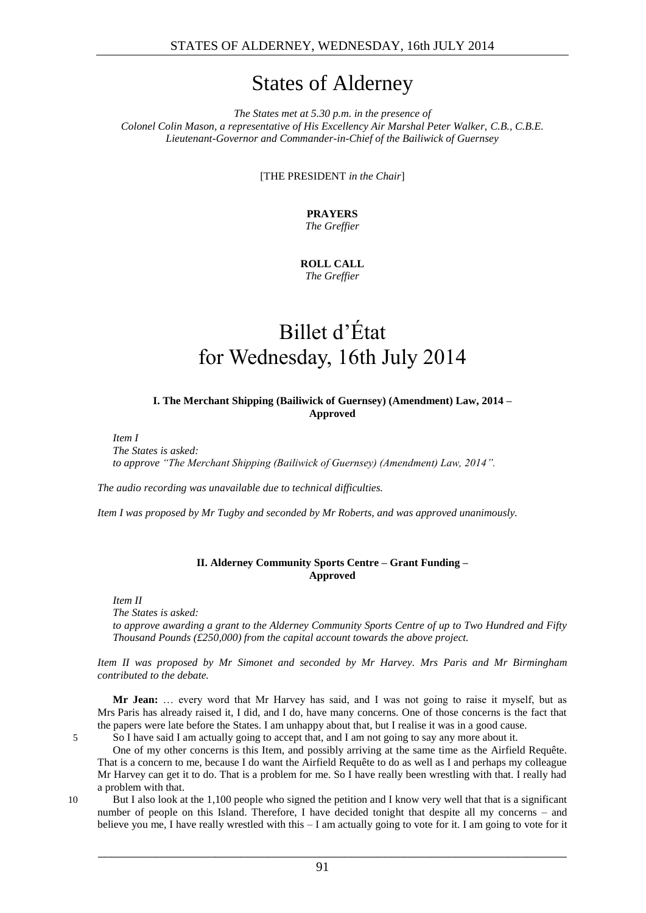# States of Alderney

*The States met at 5.30 p.m. in the presence of*
*Colonel Colin Mason, a representative of His Excellency Air Marshal Peter Walker, C.B., C.B.E.*
*Lieutenant-Governor and Commander-in-Chief of the Bailiwick of Guernsey*

[THE PRESIDENT *in the Chair*]

**PRAYERS**
*The Greffier*

**ROLL CALL**
*The Greffier*

# Billet d'État for Wednesday, 16th July 2014

### I. The Merchant Shipping (Bailiwick of Guernsey) (Amendment) Law, 2014 – Approved

*Item I*
*The States is asked:*
*to approve "The Merchant Shipping (Bailiwick of Guernsey) (Amendment) Law, 2014".*

*The audio recording was unavailable due to technical difficulties.*

*Item I was proposed by Mr Tugby and seconded by Mr Roberts, and was approved unanimously.*

### II. Alderney Community Sports Centre – Grant Funding – Approved

*Item II*
*The States is asked:*
*to approve awarding a grant to the Alderney Community Sports Centre of up to Two Hundred and Fifty Thousand Pounds (£250,000) from the capital account towards the above project.*

*Item II was proposed by Mr Simonet and seconded by Mr Harvey. Mrs Paris and Mr Birmingham contributed to the debate.*

**Mr Jean:** … every word that Mr Harvey has said, and I was not going to raise it myself, but as Mrs Paris has already raised it, I did, and I do, have many concerns. One of those concerns is the fact that the papers were late before the States. I am unhappy about that, but I realise it was in a good cause.

So I have said I am actually going to accept that, and I am not going to say any more about it.

One of my other concerns is this Item, and possibly arriving at the same time as the Airfield Requête. That is a concern to me, because I do want the Airfield Requête to do as well as I and perhaps my colleague Mr Harvey can get it to do. That is a problem for me. So I have really been wrestling with that. I really had a problem with that.

But I also look at the 1,100 people who signed the petition and I know very well that that is a significant number of people on this Island. Therefore, I have decided tonight that despite all my concerns – and believe you me, I have really wrestled with this – I am actually going to vote for it. I am going to vote for it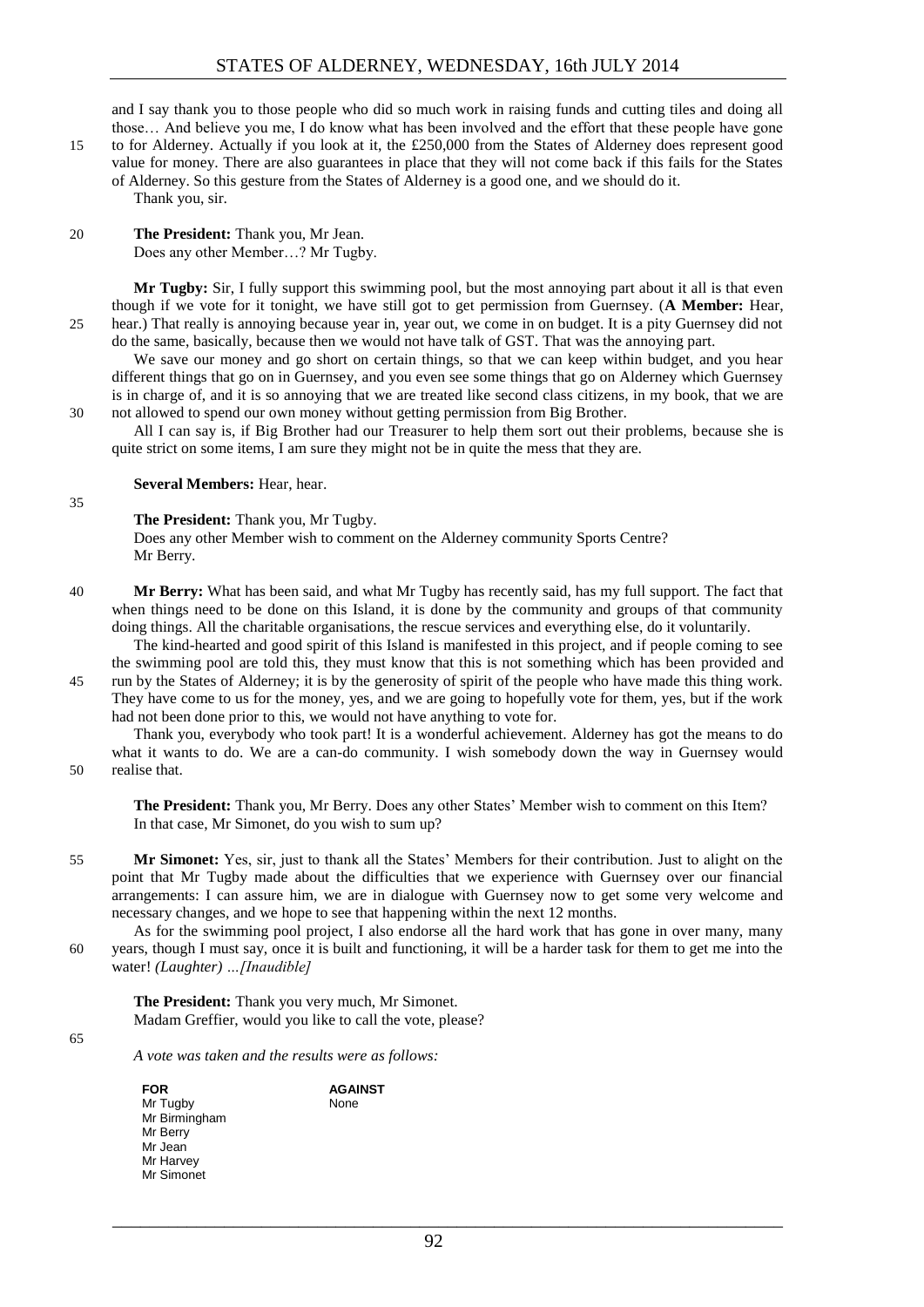and I say thank you to those people who did so much work in raising funds and cutting tiles and doing all those… And believe you me, I do know what has been involved and the effort that these people have gone to for Alderney. Actually if you look at it, the £250,000 from the States of Alderney does represent good value for money. There are also guarantees in place that they will not come back if this fails for the States of Alderney. So this gesture from the States of Alderney is a good one, and we should do it.

Thank you, sir.

**The President:** Thank you, Mr Jean.

Does any other Member…? Mr Tugby.

**Mr Tugby:** Sir, I fully support this swimming pool, but the most annoying part about it all is that even though if we vote for it tonight, we have still got to get permission from Guernsey. (**A Member:** Hear, hear.) That really is annoying because year in, year out, we come in on budget. It is a pity Guernsey did not do the same, basically, because then we would not have talk of GST. That was the annoying part.

We save our money and go short on certain things, so that we can keep within budget, and you hear different things that go on in Guernsey, and you even see some things that go on Alderney which Guernsey is in charge of, and it is so annoying that we are treated like second class citizens, in my book, that we are not allowed to spend our own money without getting permission from Big Brother.

All I can say is, if Big Brother had our Treasurer to help them sort out their problems, because she is quite strict on some items, I am sure they might not be in quite the mess that they are.

**Several Members:** Hear, hear.

**The President:** Thank you, Mr Tugby.

Does any other Member wish to comment on the Alderney community Sports Centre?

Mr Berry.

**Mr Berry:** What has been said, and what Mr Tugby has recently said, has my full support. The fact that when things need to be done on this Island, it is done by the community and groups of that community doing things. All the charitable organisations, the rescue services and everything else, do it voluntarily.

The kind-hearted and good spirit of this Island is manifested in this project, and if people coming to see the swimming pool are told this, they must know that this is not something which has been provided and run by the States of Alderney; it is by the generosity of spirit of the people who have made this thing work. They have come to us for the money, yes, and we are going to hopefully vote for them, yes, but if the work had not been done prior to this, we would not have anything to vote for.

Thank you, everybody who took part! It is a wonderful achievement. Alderney has got the means to do what it wants to do. We are a can-do community. I wish somebody down the way in Guernsey would realise that.

**The President:** Thank you, Mr Berry. Does any other States' Member wish to comment on this Item? In that case, Mr Simonet, do you wish to sum up?

**Mr Simonet:** Yes, sir, just to thank all the States' Members for their contribution. Just to alight on the point that Mr Tugby made about the difficulties that we experience with Guernsey over our financial arrangements: I can assure him, we are in dialogue with Guernsey now to get some very welcome and necessary changes, and we hope to see that happening within the next 12 months.

As for the swimming pool project, I also endorse all the hard work that has gone in over many, many years, though I must say, once it is built and functioning, it will be a harder task for them to get me into the water! *(Laughter) …[Inaudible]*

**The President:** Thank you very much, Mr Simonet.

Madam Greffier, would you like to call the vote, please?

*A vote was taken and the results were as follows:*

| FOR | AGAINST |
|---|---|
| Mr Tugby | None |
| Mr Birmingham | |
| Mr Berry | |
| Mr Jean | |
| Mr Harvey | |
| Mr Simonet | |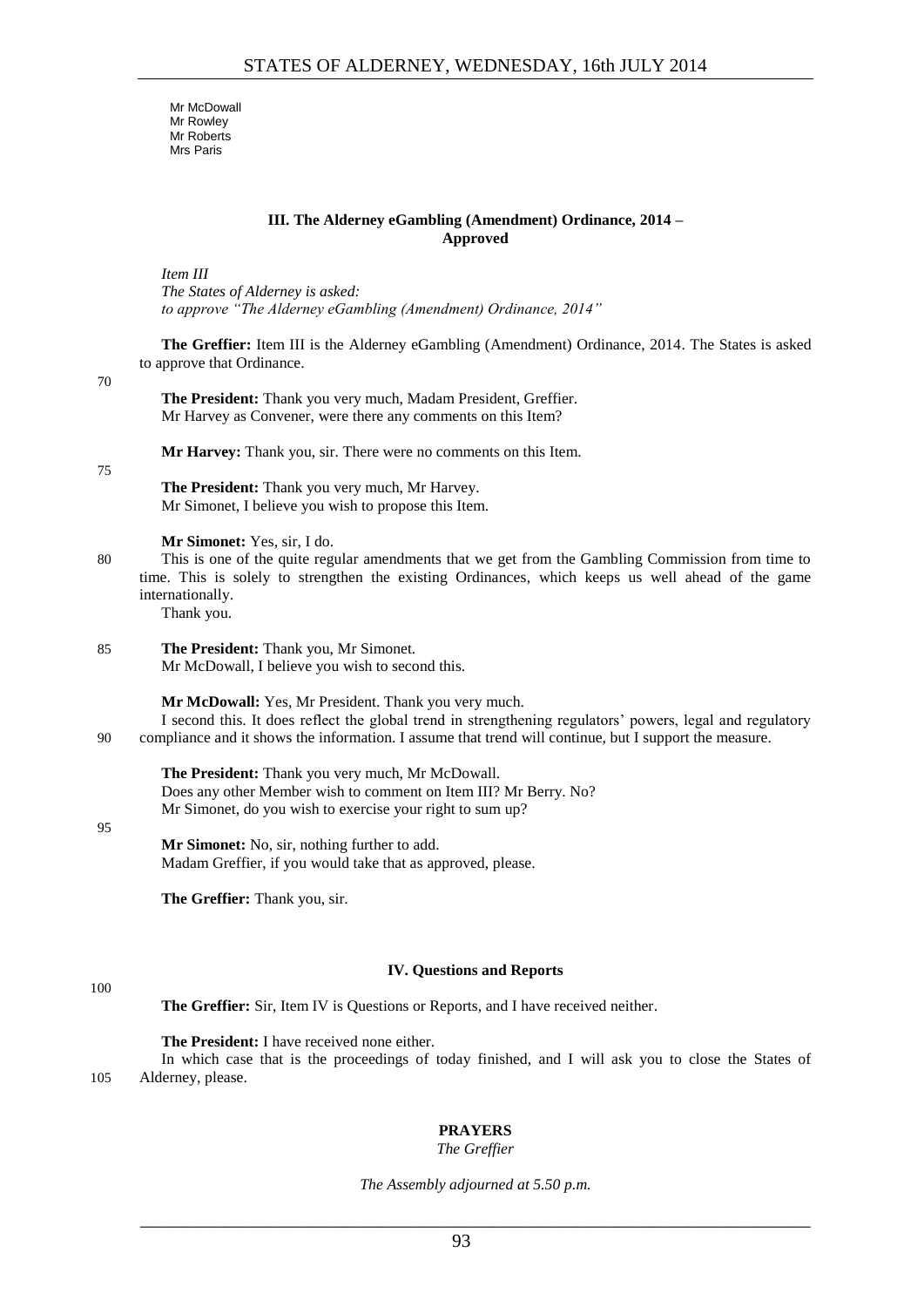Mr McDowall
Mr Rowley
Mr Roberts
Mrs Paris

### III. The Alderney eGambling (Amendment) Ordinance, 2014 – Approved

*Item III*
*The States of Alderney is asked:*
*to approve "The Alderney eGambling (Amendment) Ordinance, 2014"*

**The Greffier:** Item III is the Alderney eGambling (Amendment) Ordinance, 2014. The States is asked to approve that Ordinance.

**The President:** Thank you very much, Madam President, Greffier.
Mr Harvey as Convener, were there any comments on this Item?

**Mr Harvey:** Thank you, sir. There were no comments on this Item.

**The President:** Thank you very much, Mr Harvey.
Mr Simonet, I believe you wish to propose this Item.

**Mr Simonet:** Yes, sir, I do.
This is one of the quite regular amendments that we get from the Gambling Commission from time to time. This is solely to strengthen the existing Ordinances, which keeps us well ahead of the game internationally.
Thank you.

**The President:** Thank you, Mr Simonet.
Mr McDowall, I believe you wish to second this.

**Mr McDowall:** Yes, Mr President. Thank you very much.
I second this. It does reflect the global trend in strengthening regulators' powers, legal and regulatory compliance and it shows the information. I assume that trend will continue, but I support the measure.

**The President:** Thank you very much, Mr McDowall.
Does any other Member wish to comment on Item III? Mr Berry. No?
Mr Simonet, do you wish to exercise your right to sum up?

**Mr Simonet:** No, sir, nothing further to add.
Madam Greffier, if you would take that as approved, please.

**The Greffier:** Thank you, sir.

### IV. Questions and Reports

**The Greffier:** Sir, Item IV is Questions or Reports, and I have received neither.

**The President:** I have received none either.
In which case that is the proceedings of today finished, and I will ask you to close the States of Alderney, please.

**PRAYERS**
*The Greffier*

*The Assembly adjourned at 5.50 p.m.*